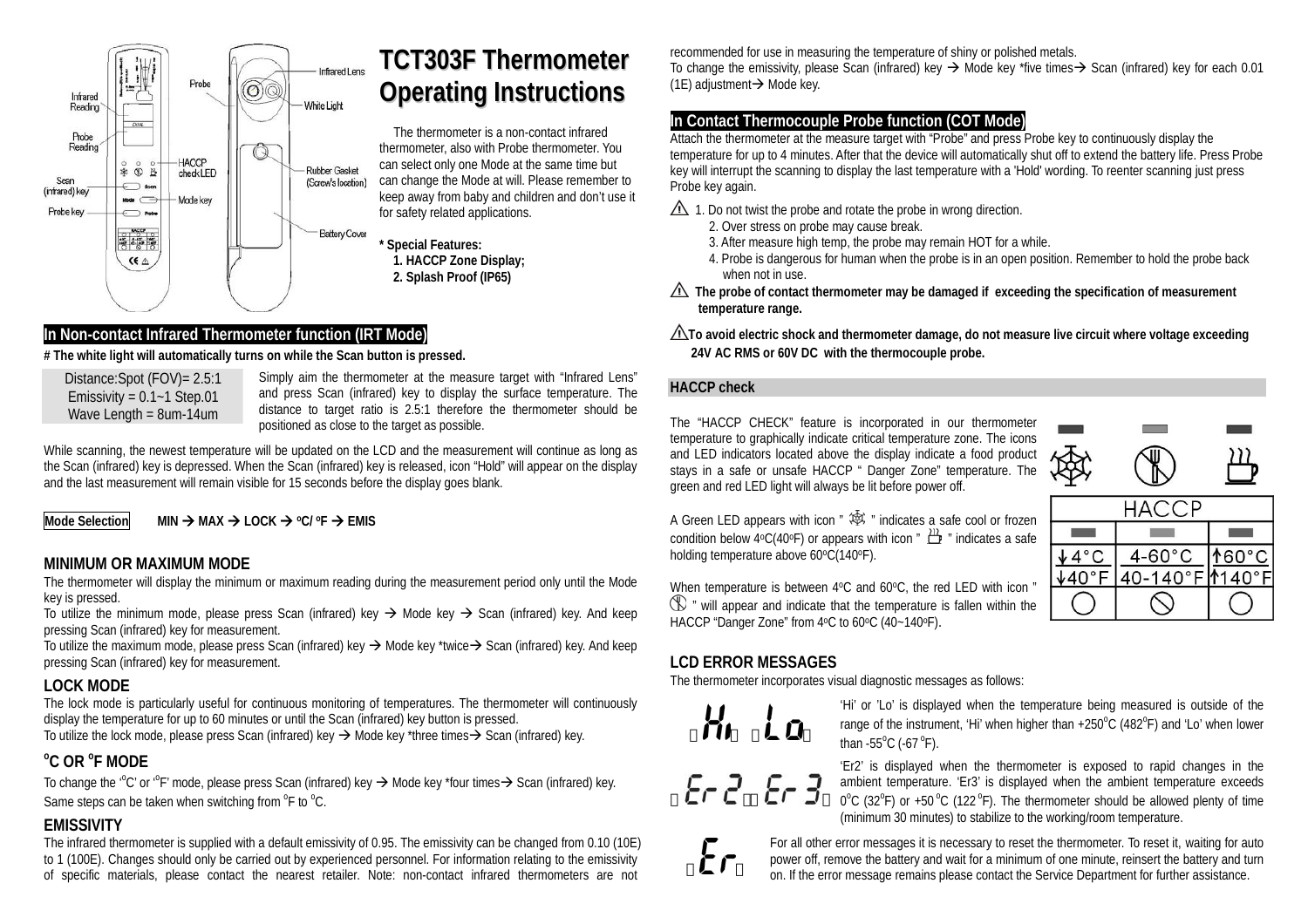# TCT303F Thermometer Operating Instructions

The thermometer is a non-contact infrared thermometer, also with Probe thermometer. You can select only one Mode at the same time but can change the Mode at will. Please remember to keep away from baby and children and don't use it for safety related applications.

**\* Special Features:**
**1. HACCP Zone Display;**
**2. Splash Proof (IP65)**

## In Non-contact Infrared Thermometer function (IRT Mode)

**# The white light will automatically turns on while the Scan button is pressed.**

Distance:Spot (FOV)= 2.5:1
Emissivity = 0.1~1 Step.01
Wave Length = 8um-14um

Simply aim the thermometer at the measure target with "Infrared Lens" and press Scan (infrared) key to display the surface temperature. The distance to target ratio is 2.5:1 therefore the thermometer should be positioned as close to the target as possible.

While scanning, the newest temperature will be updated on the LCD and the measurement will continue as long as the Scan (infrared) key is depressed. When the Scan (infrared) key is released, icon "Hold" will appear on the display and the last measurement will remain visible for 15 seconds before the display goes blank.

**Mode Selection** **MIN → MAX → LOCK → ºC/ ºF → EMIS**

### MINIMUM OR MAXIMUM MODE

The thermometer will display the minimum or maximum reading during the measurement period only until the Mode key is pressed.

To utilize the minimum mode, please press Scan (infrared) key → Mode key → Scan (infrared) key. And keep pressing Scan (infrared) key for measurement.

To utilize the maximum mode, please press Scan (infrared) key → Mode key \*twice→ Scan (infrared) key. And keep pressing Scan (infrared) key for measurement.

### LOCK MODE

The lock mode is particularly useful for continuous monitoring of temperatures. The thermometer will continuously display the temperature for up to 60 minutes or until the Scan (infrared) key button is pressed.

To utilize the lock mode, please press Scan (infrared) key → Mode key \*three times→ Scan (infrared) key.

### ºC OR ºF MODE

To change the 'ºC' or 'ºF' mode, please press Scan (infrared) key → Mode key \*four times→ Scan (infrared) key. Same steps can be taken when switching from ºF to ºC.

### EMISSIVITY

The infrared thermometer is supplied with a default emissivity of 0.95. The emissivity can be changed from 0.10 (10E) to 1 (100E). Changes should only be carried out by experienced personnel. For information relating to the emissivity of specific materials, please contact the nearest retailer. Note: non-contact infrared thermometers are not recommended for use in measuring the temperature of shiny or polished metals.

To change the emissivity, please Scan (infrared) key → Mode key \*five times→ Scan (infrared) key for each 0.01 (1E) adjustment→ Mode key.

## In Contact Thermocouple Probe function (COT Mode)

Attach the thermometer at the measure target with "Probe" and press Probe key to continuously display the temperature for up to 4 minutes. After that the device will automatically shut off to extend the battery life. Press Probe key will interrupt the scanning to display the last temperature with a 'Hold' wording. To reenter scanning just press Probe key again.

⚠ 1. Do not twist the probe and rotate the probe in wrong direction.
2. Over stress on probe may cause break.
3. After measure high temp, the probe may remain HOT for a while.
4. Probe is dangerous for human when the probe is in an open position. Remember to hold the probe back when not in use.

⚠ **The probe of contact thermometer may be damaged if exceeding the specification of measurement temperature range.**

⚠ **To avoid electric shock and thermometer damage, do not measure live circuit where voltage exceeding 24V AC RMS or 60V DC with the thermocouple probe.**

## HACCP check

The "HACCP CHECK" feature is incorporated in our thermometer temperature to graphically indicate critical temperature zone. The icons and LED indicators located above the display indicate a food product stays in a safe or unsafe HACCP " Danger Zone" temperature. The green and red LED light will always be lit before power off.

A Green LED appears with icon " ❄ " indicates a safe cool or frozen condition below 4ºC(40ºF) or appears with icon " ♨ " indicates a safe holding temperature above 60ºC(140ºF).

When temperature is between 4ºC and 60ºC, the red LED with icon " ⊘ " will appear and indicate that the temperature is fallen within the HACCP "Danger Zone" from 4ºC to 60ºC (40~140ºF).

| HACCP | | |
|---|---|---|
| ↓4°C ↓40°F | 4-60°C 40-140°F | ↑60°C ↑140°F |

### LCD ERROR MESSAGES

The thermometer incorporates visual diagnostic messages as follows:

「Hi」「Lo」 'Hi' or 'Lo' is displayed when the temperature being measured is outside of the range of the instrument, 'Hi' when higher than +250ºC (482ºF) and 'Lo' when lower than -55ºC (-67 ºF).

「Er 2」「Er 3」 'Er2' is displayed when the thermometer is exposed to rapid changes in the ambient temperature. 'Er3' is displayed when the ambient temperature exceeds 0ºC (32ºF) or +50 ºC (122 ºF). The thermometer should be allowed plenty of time (minimum 30 minutes) to stabilize to the working/room temperature.

「Er」 For all other error messages it is necessary to reset the thermometer. To reset it, waiting for auto power off, remove the battery and wait for a minimum of one minute, reinsert the battery and turn on. If the error message remains please contact the Service Department for further assistance.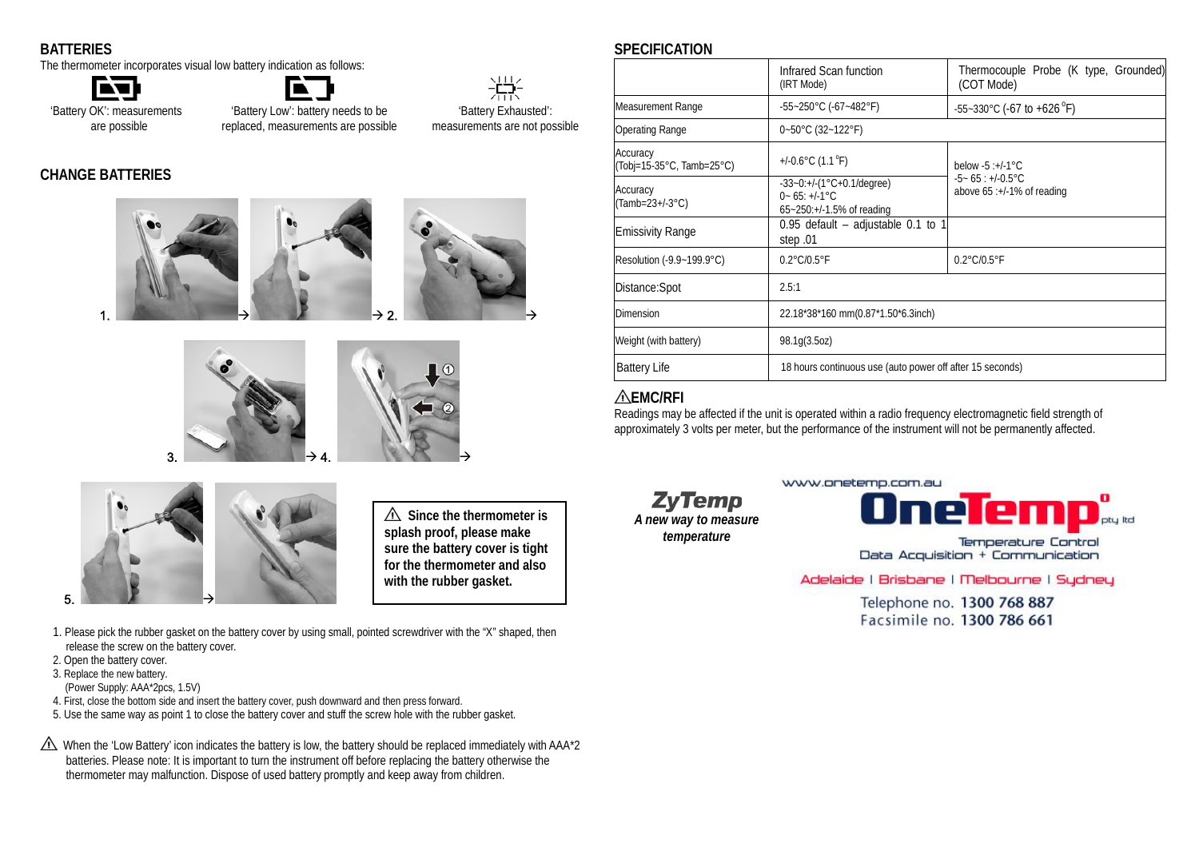## BATTERIES

The thermometer incorporates visual low battery indication as follows:

'Battery OK': measurements are possible

'Battery Low': battery needs to be replaced, measurements are possible

'Battery Exhausted': measurements are not possible

## CHANGE BATTERIES

1. → 2. →

3. → 4. →

5. →

⚠ **Since the thermometer is splash proof, please make sure the battery cover is tight for the thermometer and also with the rubber gasket.**

1. Please pick the rubber gasket on the battery cover by using small, pointed screwdriver with the "X" shaped, then release the screw on the battery cover.
2. Open the battery cover.
3. Replace the new battery.
   (Power Supply: AAA*2pcs, 1.5V)
4. First, close the bottom side and insert the battery cover, push downward and then press forward.
5. Use the same way as point 1 to close the battery cover and stuff the screw hole with the rubber gasket.

⚠ When the 'Low Battery' icon indicates the battery is low, the battery should be replaced immediately with AAA*2 batteries. Please note: It is important to turn the instrument off before replacing the battery otherwise the thermometer may malfunction. Dispose of used battery promptly and keep away from children.

## SPECIFICATION

| | Infrared Scan function (IRT Mode) | Thermocouple Probe (K type, Grounded) (COT Mode) |
|---|---|---|
| Measurement Range | -55~250°C (-67~482°F) | -55~330°C (-67 to +626°F) |
| Operating Range | 0~50°C (32~122°F) | |
| Accuracy (Tobj=15-35°C, Tamb=25°C) | +/-0.6°C (1.1°F) | below -5 :+/-1°C<br>-5~ 65 : +/-0.5°C<br>above 65 :+/-1% of reading |
| Accuracy (Tamb=23+/-3°C) | -33~0:+/-(1°C+0.1/degree)<br>0~ 65: +/-1°C<br>65~250:+/-1.5% of reading | |
| Emissivity Range | 0.95 default – adjustable 0.1 to 1 step .01 | |
| Resolution (-9.9~199.9°C) | 0.2°C/0.5°F | 0.2°C/0.5°F |
| Distance:Spot | 2.5:1 | |
| Dimension | 22.18*38*160 mm(0.87*1.50*6.3inch) | |
| Weight (with battery) | 98.1g(3.5oz) | |
| Battery Life | 18 hours continuous use (auto power off after 15 seconds) | |

### ⚠EMC/RFI

Readings may be affected if the unit is operated within a radio frequency electromagnetic field strength of approximately 3 volts per meter, but the performance of the instrument will not be permanently affected.

***ZyTemp***
*A new way to measure temperature*

www.onetemp.com.au

**OneTemp** pty ltd

Temperature Control
Data Acquisition + Communication

Adelaide | Brisbane | Melbourne | Sydney

Telephone no. **1300 768 887**
Facsimile no. **1300 786 661**